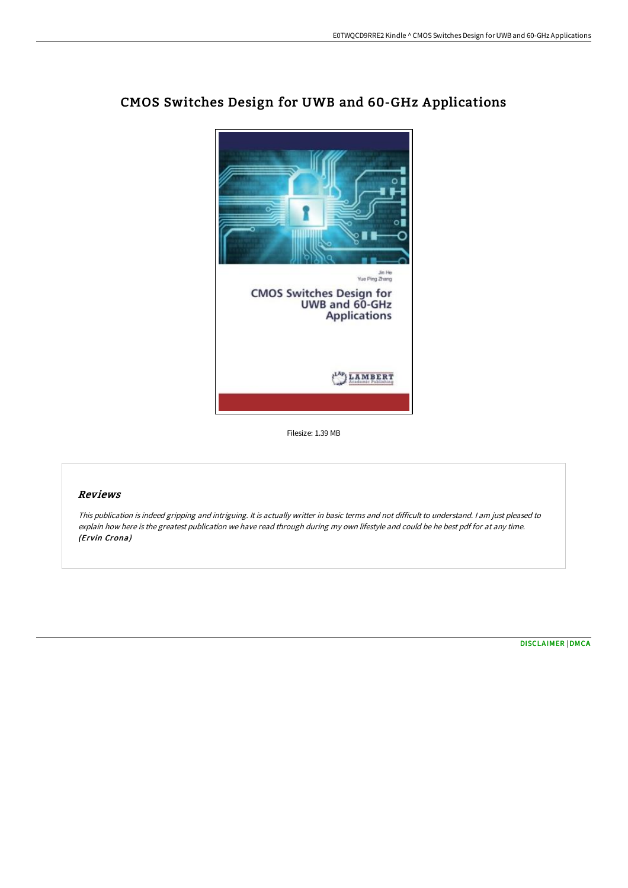# CMOS Switches Design for UWB and 60-GHz Applications

Jin He
Yue Ping Zhang

CMOS Switches Design for UWB and 60-GHz Applications

LAMBERT Academic Publishing

Filesize: 1.39 MB

## Reviews

*This publication is indeed gripping and intriguing. It is actually writter in basic terms and not difficult to understand. I am just pleased to explain how here is the greatest publication we have read through during my own lifestyle and could be he best pdf for at any time.* ***(Ervin Crona)***

DISCLAIMER | DMCA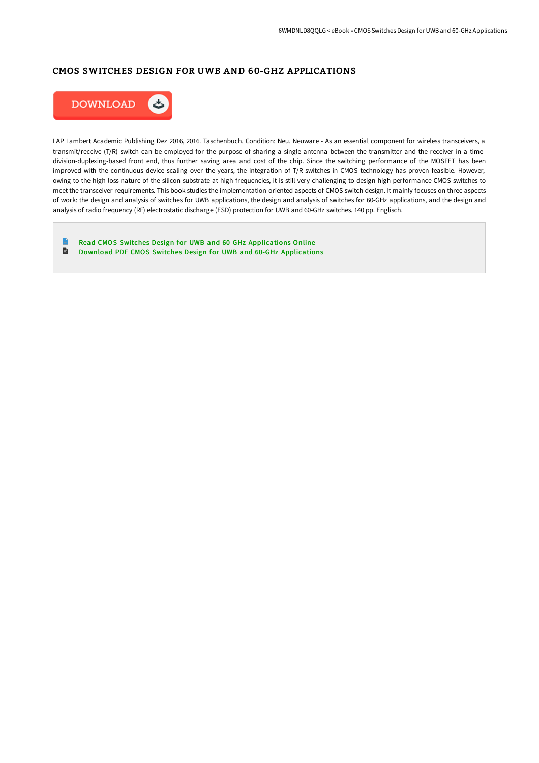# CMOS SWITCHES DESIGN FOR UWB AND 60-GHZ APPLICATIONS

DOWNLOAD

LAP Lambert Academic Publishing Dez 2016, 2016. Taschenbuch. Condition: Neu. Neuware - As an essential component for wireless transceivers, a transmit/receive (T/R) switch can be employed for the purpose of sharing a single antenna between the transmitter and the receiver in a time-division-duplexing-based front end, thus further saving area and cost of the chip. Since the switching performance of the MOSFET has been improved with the continuous device scaling over the years, the integration of T/R switches in CMOS technology has proven feasible. However, owing to the high-loss nature of the silicon substrate at high frequencies, it is still very challenging to design high-performance CMOS switches to meet the transceiver requirements. This book studies the implementation-oriented aspects of CMOS switch design. It mainly focuses on three aspects of work: the design and analysis of switches for UWB applications, the design and analysis of switches for 60-GHz applications, and the design and analysis of radio frequency (RF) electrostatic discharge (ESD) protection for UWB and 60-GHz switches. 140 pp. Englisch.

- Read CMOS Switches Design for UWB and 60-GHz Applications Online
- Download PDF CMOS Switches Design for UWB and 60-GHz Applications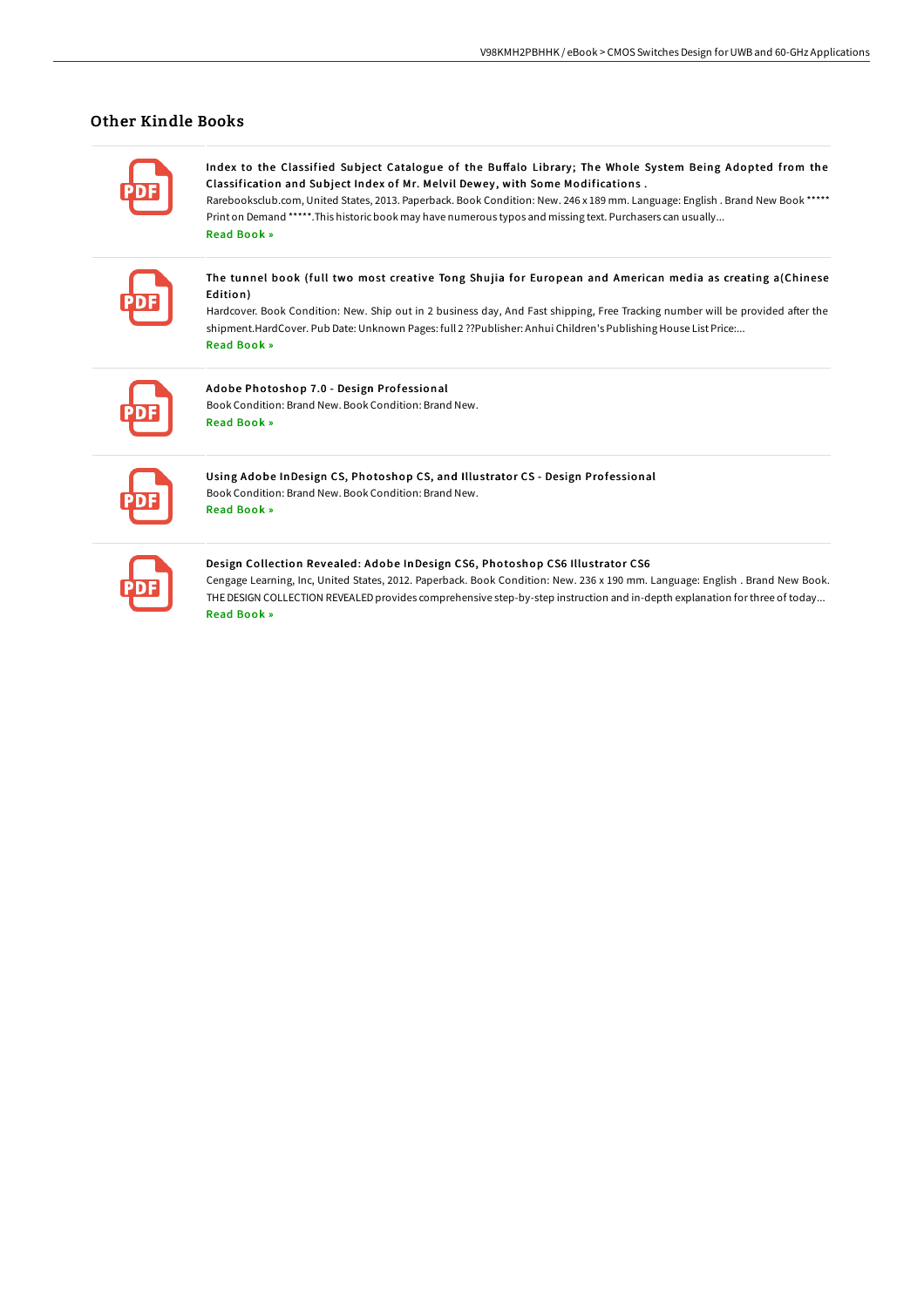## Other Kindle Books

**Index to the Classified Subject Catalogue of the Buffalo Library; The Whole System Being Adopted from the Classification and Subject Index of Mr. Melvil Dewey, with Some Modifications .**

Rarebooksclub.com, United States, 2013. Paperback. Book Condition: New. 246 x 189 mm. Language: English . Brand New Book ***** Print on Demand *****.This historic book may have numerous typos and missing text. Purchasers can usually...

Read Book »

**The tunnel book (full two most creative Tong Shujia for European and American media as creating a(Chinese Edition)**

Hardcover. Book Condition: New. Ship out in 2 business day, And Fast shipping, Free Tracking number will be provided after the shipment.HardCover. Pub Date: Unknown Pages: full 2 ??Publisher: Anhui Children's Publishing House List Price:...

Read Book »

**Adobe Photoshop 7.0 - Design Professional**

Book Condition: Brand New. Book Condition: Brand New.

Read Book »

**Using Adobe InDesign CS, Photoshop CS, and Illustrator CS - Design Professional**

Book Condition: Brand New. Book Condition: Brand New.

Read Book »

**Design Collection Revealed: Adobe InDesign CS6, Photoshop CS6 Illustrator CS6**

Cengage Learning, Inc, United States, 2012. Paperback. Book Condition: New. 236 x 190 mm. Language: English . Brand New Book. THE DESIGN COLLECTION REVEALED provides comprehensive step-by-step instruction and in-depth explanation for three of today...

Read Book »